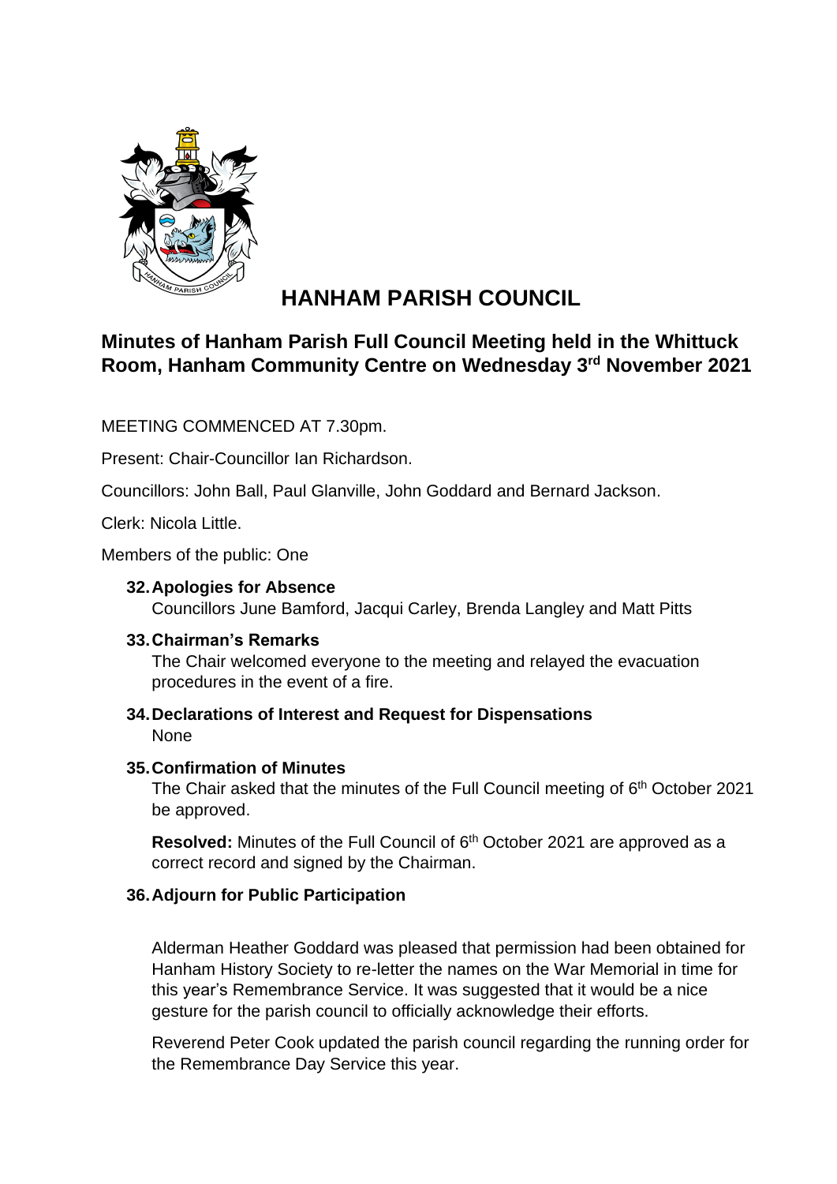# HANHAM PARISH COUNCIL

## Minutes of Hanham Parish Full Council Meeting held in the Whittuck Room, Hanham Community Centre on Wednesday 3rd November 2021

MEETING COMMENCED AT 7.30pm.

Present: Chair-Councillor Ian Richardson.

Councillors: John Ball, Paul Glanville, John Goddard and Bernard Jackson.

Clerk: Nicola Little.

Members of the public: One

**32. Apologies for Absence**

Councillors June Bamford, Jacqui Carley, Brenda Langley and Matt Pitts

**33. Chairman's Remarks**

The Chair welcomed everyone to the meeting and relayed the evacuation procedures in the event of a fire.

**34. Declarations of Interest and Request for Dispensations**

None

**35. Confirmation of Minutes**

The Chair asked that the minutes of the Full Council meeting of 6th October 2021 be approved.

**Resolved:** Minutes of the Full Council of 6th October 2021 are approved as a correct record and signed by the Chairman.

**36. Adjourn for Public Participation**

Alderman Heather Goddard was pleased that permission had been obtained for Hanham History Society to re-letter the names on the War Memorial in time for this year's Remembrance Service. It was suggested that it would be a nice gesture for the parish council to officially acknowledge their efforts.

Reverend Peter Cook updated the parish council regarding the running order for the Remembrance Day Service this year.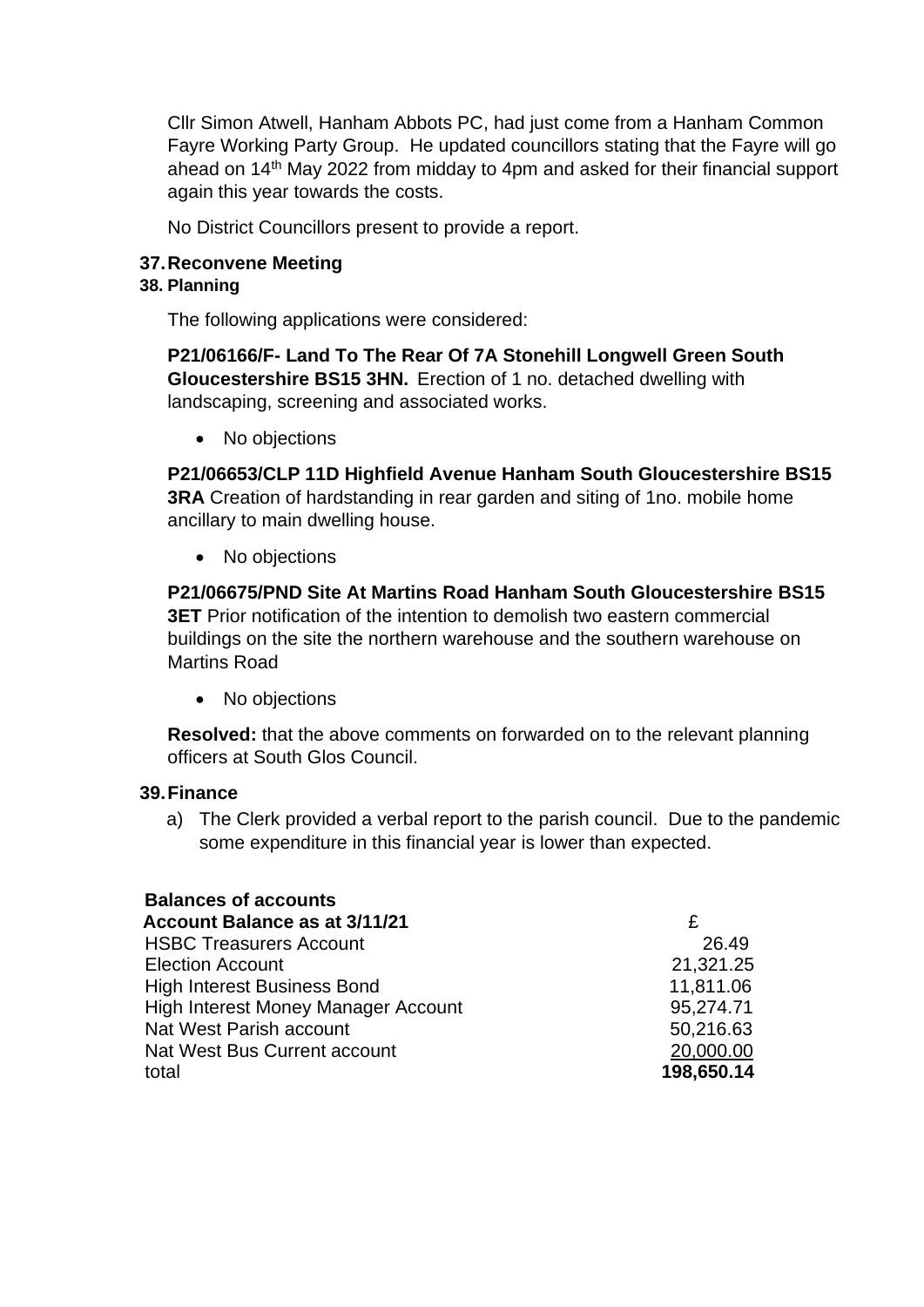Cllr Simon Atwell, Hanham Abbots PC, had just come from a Hanham Common Fayre Working Party Group. He updated councillors stating that the Fayre will go ahead on 14th May 2022 from midday to 4pm and asked for their financial support again this year towards the costs.

No District Councillors present to provide a report.

**37. Reconvene Meeting**

**38. Planning**

The following applications were considered:

**P21/06166/F- Land To The Rear Of 7A Stonehill Longwell Green South Gloucestershire BS15 3HN.** Erection of 1 no. detached dwelling with landscaping, screening and associated works.

- No objections

**P21/06653/CLP 11D Highfield Avenue Hanham South Gloucestershire BS15 3RA** Creation of hardstanding in rear garden and siting of 1no. mobile home ancillary to main dwelling house.

- No objections

**P21/06675/PND Site At Martins Road Hanham South Gloucestershire BS15 3ET** Prior notification of the intention to demolish two eastern commercial buildings on the site the northern warehouse and the southern warehouse on Martins Road

- No objections

**Resolved:** that the above comments on forwarded on to the relevant planning officers at South Glos Council.

**39. Finance**

a) The Clerk provided a verbal report to the parish council. Due to the pandemic some expenditure in this financial year is lower than expected.

**Balances of accounts**

| **Account Balance as at 3/11/21** | £ |
|---|---|
| HSBC Treasurers Account | 26.49 |
| Election Account | 21,321.25 |
| High Interest Business Bond | 11,811.06 |
| High Interest Money Manager Account | 95,274.71 |
| Nat West Parish account | 50,216.63 |
| Nat West Bus Current account | 20,000.00 |
| total | **198,650.14** |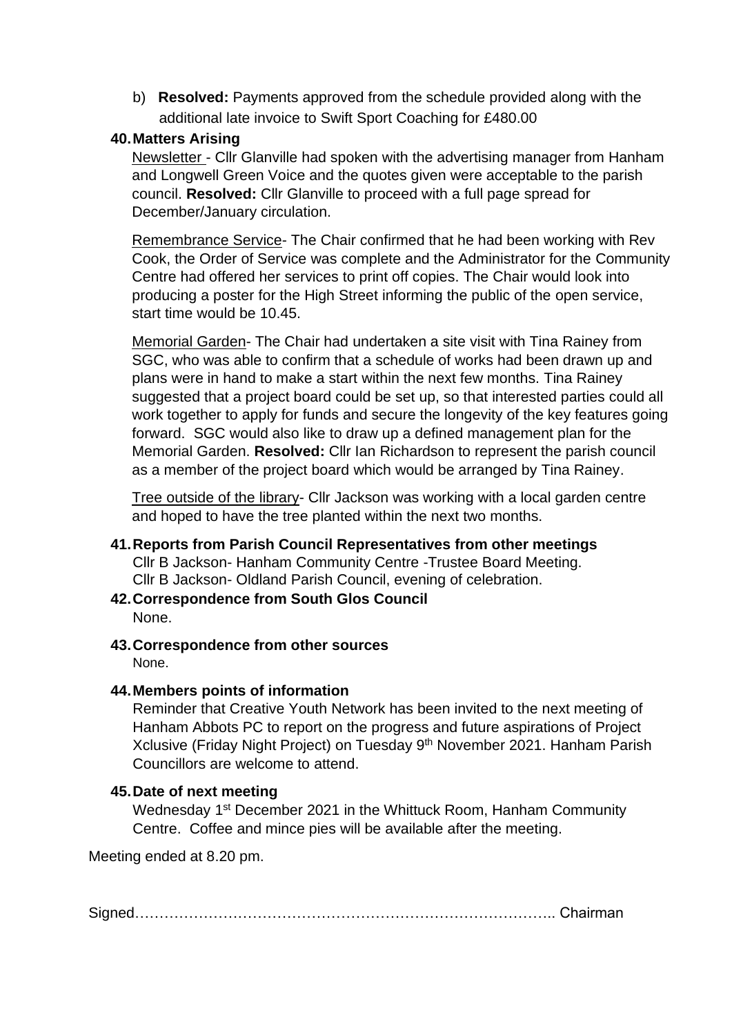b) **Resolved:** Payments approved from the schedule provided along with the additional late invoice to Swift Sport Coaching for £480.00

**40. Matters Arising**

Newsletter - Cllr Glanville had spoken with the advertising manager from Hanham and Longwell Green Voice and the quotes given were acceptable to the parish council. **Resolved:** Cllr Glanville to proceed with a full page spread for December/January circulation.

Remembrance Service- The Chair confirmed that he had been working with Rev Cook, the Order of Service was complete and the Administrator for the Community Centre had offered her services to print off copies. The Chair would look into producing a poster for the High Street informing the public of the open service, start time would be 10.45.

Memorial Garden- The Chair had undertaken a site visit with Tina Rainey from SGC, who was able to confirm that a schedule of works had been drawn up and plans were in hand to make a start within the next few months. Tina Rainey suggested that a project board could be set up, so that interested parties could all work together to apply for funds and secure the longevity of the key features going forward. SGC would also like to draw up a defined management plan for the Memorial Garden. **Resolved:** Cllr Ian Richardson to represent the parish council as a member of the project board which would be arranged by Tina Rainey.

Tree outside of the library- Cllr Jackson was working with a local garden centre and hoped to have the tree planted within the next two months.

**41. Reports from Parish Council Representatives from other meetings**

Cllr B Jackson- Hanham Community Centre -Trustee Board Meeting.
Cllr B Jackson- Oldland Parish Council, evening of celebration.

**42. Correspondence from South Glos Council**

None.

**43. Correspondence from other sources**

None.

**44. Members points of information**

Reminder that Creative Youth Network has been invited to the next meeting of Hanham Abbots PC to report on the progress and future aspirations of Project Xclusive (Friday Night Project) on Tuesday 9th November 2021. Hanham Parish Councillors are welcome to attend.

**45. Date of next meeting**

Wednesday 1st December 2021 in the Whittuck Room, Hanham Community Centre. Coffee and mince pies will be available after the meeting.

Meeting ended at 8.20 pm.

Signed………………………………………………………………………….. Chairman